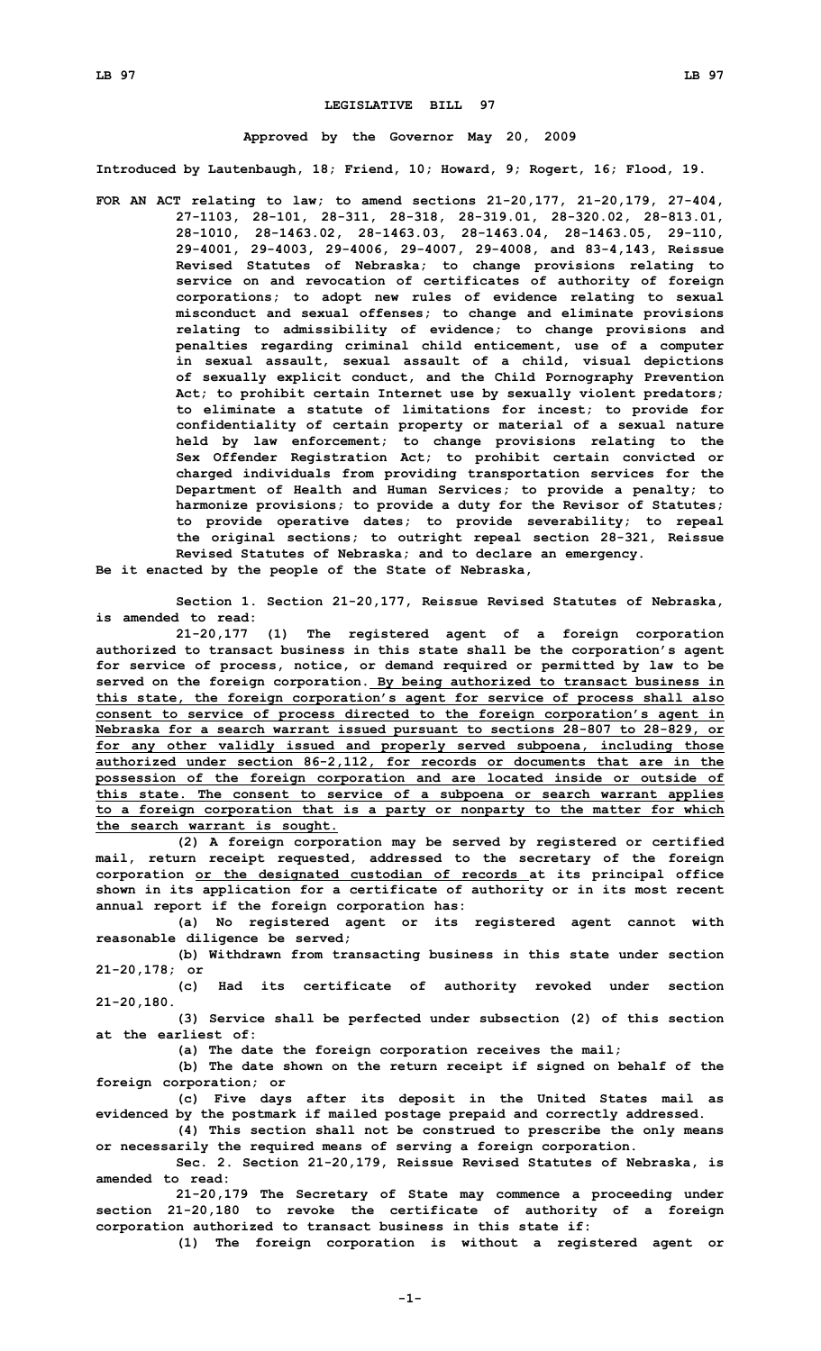# LEGISLATIVE BILL 97

**Approved by the Governor May 20, 2009**

**Introduced by Lautenbaugh, 18; Friend, 10; Howard, 9; Rogert, 16; Flood, 19.**

**FOR AN ACT relating to law; to amend sections 21-20,177, 21-20,179, 27-404, 27-1103, 28-101, 28-311, 28-318, 28-319.01, 28-320.02, 28-813.01, 28-1010, 28-1463.02, 28-1463.03, 28-1463.04, 28-1463.05, 29-110, 29-4001, 29-4003, 29-4006, 29-4007, 29-4008, and 83-4,143, Reissue Revised Statutes of Nebraska; to change provisions relating to service on and revocation of certificates of authority of foreign corporations; to adopt new rules of evidence relating to sexual misconduct and sexual offenses; to change and eliminate provisions relating to admissibility of evidence; to change provisions and penalties regarding criminal child enticement, use of a computer in sexual assault, sexual assault of a child, visual depictions of sexually explicit conduct, and the Child Pornography Prevention Act; to prohibit certain Internet use by sexually violent predators; to eliminate a statute of limitations for incest; to provide for confidentiality of certain property or material of a sexual nature held by law enforcement; to change provisions relating to the Sex Offender Registration Act; to prohibit certain convicted or charged individuals from providing transportation services for the Department of Health and Human Services; to provide a penalty; to harmonize provisions; to provide a duty for the Revisor of Statutes; to provide operative dates; to provide severability; to repeal the original sections; to outright repeal section 28-321, Reissue Revised Statutes of Nebraska; and to declare an emergency.**

**Be it enacted by the people of the State of Nebraska,**

**Section 1. Section 21-20,177, Reissue Revised Statutes of Nebraska, is amended to read:**

**21-20,177 (1) The registered agent of a foreign corporation authorized to transact business in this state shall be the corporation's agent for service of process, notice, or demand required or permitted by law to be served on the foreign corporation. By being authorized to transact business in this state, the foreign corporation's agent for service of process shall also consent to service of process directed to the foreign corporation's agent in Nebraska for a search warrant issued pursuant to sections 28-807 to 28-829, or for any other validly issued and properly served subpoena, including those authorized under section 86-2,112, for records or documents that are in the possession of the foreign corporation and are located inside or outside of this state. The consent to service of a subpoena or search warrant applies to a foreign corporation that is a party or nonparty to the matter for which the search warrant is sought.**

**(2) A foreign corporation may be served by registered or certified mail, return receipt requested, addressed to the secretary of the foreign corporation or the designated custodian of records at its principal office shown in its application for a certificate of authority or in its most recent annual report if the foreign corporation has:**

**(a) No registered agent or its registered agent cannot with reasonable diligence be served;**

**(b) Withdrawn from transacting business in this state under section 21-20,178; or**

**(c) Had its certificate of authority revoked under section 21-20,180.**

**(3) Service shall be perfected under subsection (2) of this section at the earliest of:**

**(a) The date the foreign corporation receives the mail;**

**(b) The date shown on the return receipt if signed on behalf of the foreign corporation; or**

**(c) Five days after its deposit in the United States mail as evidenced by the postmark if mailed postage prepaid and correctly addressed.**

**(4) This section shall not be construed to prescribe the only means or necessarily the required means of serving a foreign corporation.**

**Sec. 2. Section 21-20,179, Reissue Revised Statutes of Nebraska, is amended to read:**

**21-20,179 The Secretary of State may commence a proceeding under section 21-20,180 to revoke the certificate of authority of a foreign corporation authorized to transact business in this state if:**

**(1) The foreign corporation is without a registered agent or**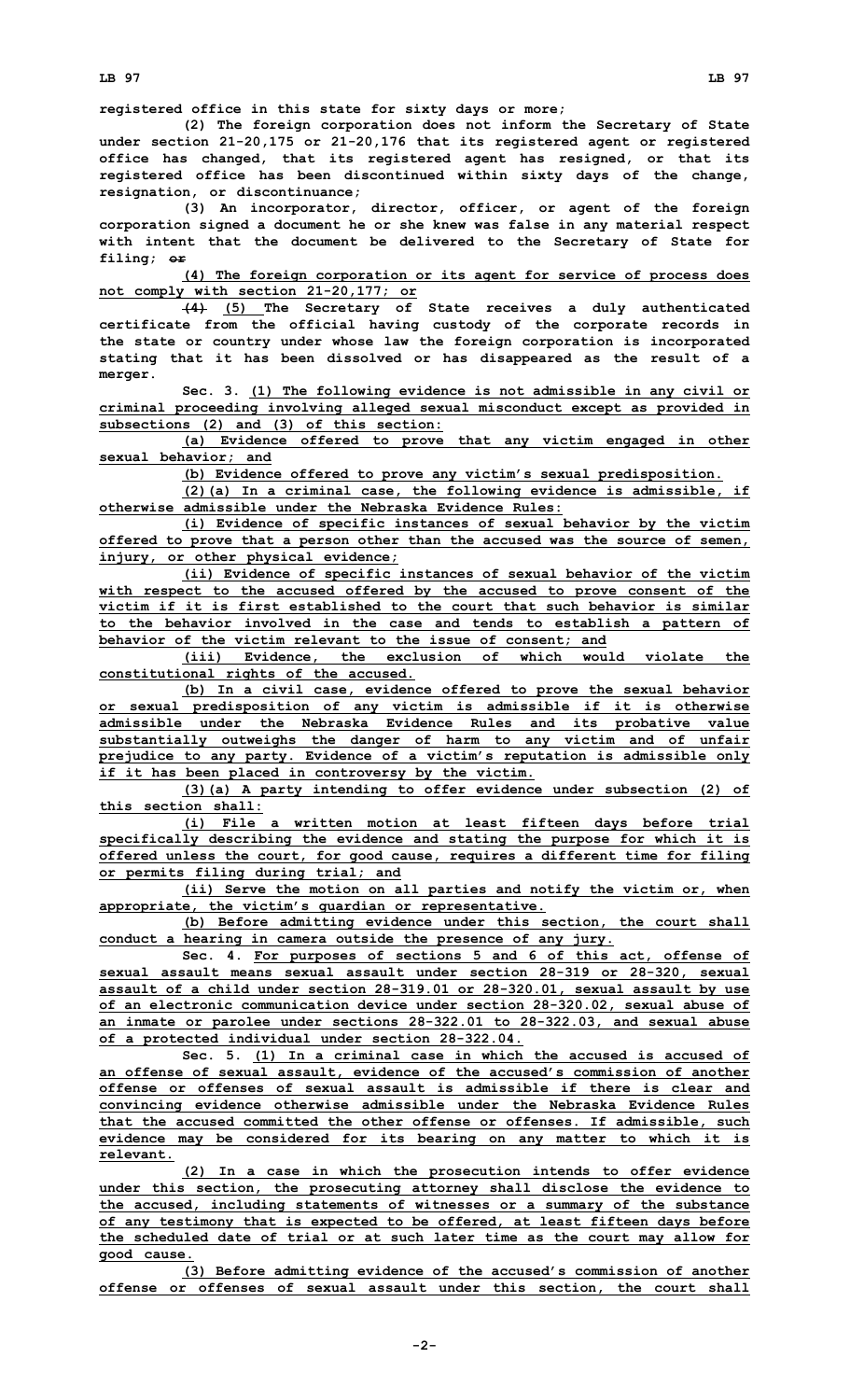**registered office in this state for sixty days or more;**

**(2) The foreign corporation does not inform the Secretary of State under section 21-20,175 or 21-20,176 that its registered agent or registered office has changed, that its registered agent has resigned, or that its registered office has been discontinued within sixty days of the change, resignation, or discontinuance;**

**(3) An incorporator, director, officer, or agent of the foreign corporation signed a document he or she knew was false in any material respect with intent that the document be delivered to the Secretary of State for filing; ~~or~~**

**(4) The foreign corporation or its agent for service of process does not comply with section 21-20,177; or**

**~~(4)~~ (5) The Secretary of State receives a duly authenticated certificate from the official having custody of the corporate records in the state or country under whose law the foreign corporation is incorporated stating that it has been dissolved or has disappeared as the result of a merger.**

**Sec. 3. (1) The following evidence is not admissible in any civil or criminal proceeding involving alleged sexual misconduct except as provided in subsections (2) and (3) of this section:**

**(a) Evidence offered to prove that any victim engaged in other sexual behavior; and**

**(b) Evidence offered to prove any victim's sexual predisposition.**

**(2)(a) In a criminal case, the following evidence is admissible, if otherwise admissible under the Nebraska Evidence Rules:**

**(i) Evidence of specific instances of sexual behavior by the victim offered to prove that a person other than the accused was the source of semen, injury, or other physical evidence;**

**(ii) Evidence of specific instances of sexual behavior of the victim with respect to the accused offered by the accused to prove consent of the victim if it is first established to the court that such behavior is similar to the behavior involved in the case and tends to establish a pattern of behavior of the victim relevant to the issue of consent; and**

**(iii) Evidence, the exclusion of which would violate the constitutional rights of the accused.**

**(b) In a civil case, evidence offered to prove the sexual behavior or sexual predisposition of any victim is admissible if it is otherwise admissible under the Nebraska Evidence Rules and its probative value substantially outweighs the danger of harm to any victim and of unfair prejudice to any party. Evidence of a victim's reputation is admissible only if it has been placed in controversy by the victim.**

**(3)(a) A party intending to offer evidence under subsection (2) of this section shall:**

**(i) File a written motion at least fifteen days before trial specifically describing the evidence and stating the purpose for which it is offered unless the court, for good cause, requires a different time for filing or permits filing during trial; and**

**(ii) Serve the motion on all parties and notify the victim or, when appropriate, the victim's guardian or representative.**

**(b) Before admitting evidence under this section, the court shall conduct a hearing in camera outside the presence of any jury.**

**Sec. 4. For purposes of sections 5 and 6 of this act, offense of sexual assault means sexual assault under section 28-319 or 28-320, sexual assault of a child under section 28-319.01 or 28-320.01, sexual assault by use of an electronic communication device under section 28-320.02, sexual abuse of an inmate or parolee under sections 28-322.01 to 28-322.03, and sexual abuse of a protected individual under section 28-322.04.**

**Sec. 5. (1) In a criminal case in which the accused is accused of an offense of sexual assault, evidence of the accused's commission of another offense or offenses of sexual assault is admissible if there is clear and convincing evidence otherwise admissible under the Nebraska Evidence Rules that the accused committed the other offense or offenses. If admissible, such evidence may be considered for its bearing on any matter to which it is relevant.**

**(2) In a case in which the prosecution intends to offer evidence under this section, the prosecuting attorney shall disclose the evidence to the accused, including statements of witnesses or a summary of the substance of any testimony that is expected to be offered, at least fifteen days before the scheduled date of trial or at such later time as the court may allow for good cause.**

**(3) Before admitting evidence of the accused's commission of another offense or offenses of sexual assault under this section, the court shall**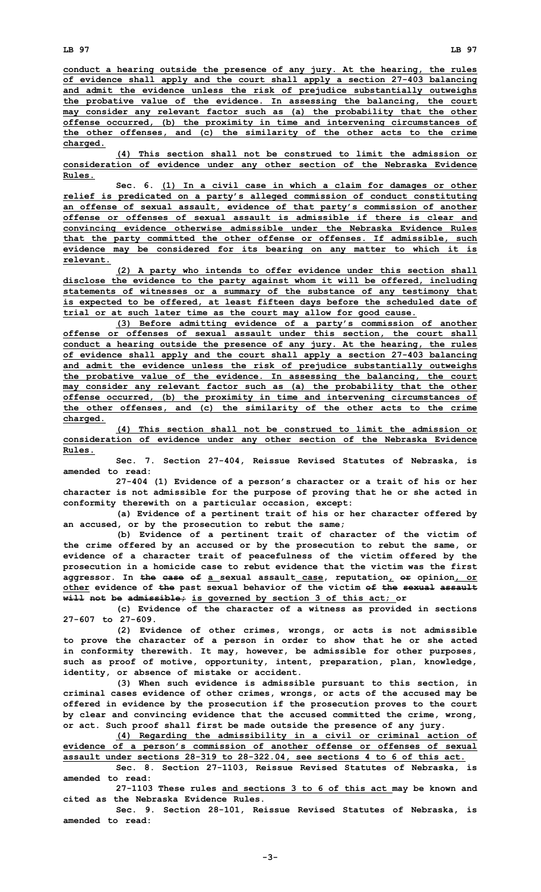conduct a hearing outside the presence of any jury. At the hearing, the rules of evidence shall apply and the court shall apply a section 27-403 balancing and admit the evidence unless the risk of prejudice substantially outweighs the probative value of the evidence. In assessing the balancing, the court may consider any relevant factor such as (a) the probability that the other offense occurred, (b) the proximity in time and intervening circumstances of the other offenses, and (c) the similarity of the other acts to the crime charged.

(4) This section shall not be construed to limit the admission or consideration of evidence under any other section of the Nebraska Evidence Rules.

Sec. 6. (1) In a civil case in which a claim for damages or other relief is predicated on a party's alleged commission of conduct constituting an offense of sexual assault, evidence of that party's commission of another offense or offenses of sexual assault is admissible if there is clear and convincing evidence otherwise admissible under the Nebraska Evidence Rules that the party committed the other offense or offenses. If admissible, such evidence may be considered for its bearing on any matter to which it is relevant.

(2) A party who intends to offer evidence under this section shall disclose the evidence to the party against whom it will be offered, including statements of witnesses or a summary of the substance of any testimony that is expected to be offered, at least fifteen days before the scheduled date of trial or at such later time as the court may allow for good cause.

(3) Before admitting evidence of a party's commission of another offense or offenses of sexual assault under this section, the court shall conduct a hearing outside the presence of any jury. At the hearing, the rules of evidence shall apply and the court shall apply a section 27-403 balancing and admit the evidence unless the risk of prejudice substantially outweighs the probative value of the evidence. In assessing the balancing, the court may consider any relevant factor such as (a) the probability that the other offense occurred, (b) the proximity in time and intervening circumstances of the other offenses, and (c) the similarity of the other acts to the crime charged.

(4) This section shall not be construed to limit the admission or consideration of evidence under any other section of the Nebraska Evidence Rules.

Sec. 7. Section 27-404, Reissue Revised Statutes of Nebraska, is amended to read:

27-404 (1) Evidence of a person's character or a trait of his or her character is not admissible for the purpose of proving that he or she acted in conformity therewith on a particular occasion, except:

(a) Evidence of a pertinent trait of his or her character offered by an accused, or by the prosecution to rebut the same;

(b) Evidence of a pertinent trait of character of the victim of the crime offered by an accused or by the prosecution to rebut the same, or evidence of a character trait of peacefulness of the victim offered by the prosecution in a homicide case to rebut evidence that the victim was the first aggressor. In ~~the case of~~ a sexual assault case, reputation, ~~or~~ opinion, or other evidence of ~~the~~ past sexual behavior of the victim ~~of the sexual assault will not be admissible;~~ is governed by section 3 of this act; or

(c) Evidence of the character of a witness as provided in sections 27-607 to 27-609.

(2) Evidence of other crimes, wrongs, or acts is not admissible to prove the character of a person in order to show that he or she acted in conformity therewith. It may, however, be admissible for other purposes, such as proof of motive, opportunity, intent, preparation, plan, knowledge, identity, or absence of mistake or accident.

(3) When such evidence is admissible pursuant to this section, in criminal cases evidence of other crimes, wrongs, or acts of the accused may be offered in evidence by the prosecution if the prosecution proves to the court by clear and convincing evidence that the accused committed the crime, wrong, or act. Such proof shall first be made outside the presence of any jury.

(4) Regarding the admissibility in a civil or criminal action of evidence of a person's commission of another offense or offenses of sexual assault under sections 28-319 to 28-322.04, see sections 4 to 6 of this act.

Sec. 8. Section 27-1103, Reissue Revised Statutes of Nebraska, is amended to read:

27-1103 These rules and sections 3 to 6 of this act may be known and cited as the Nebraska Evidence Rules.

Sec. 9. Section 28-101, Reissue Revised Statutes of Nebraska, is amended to read: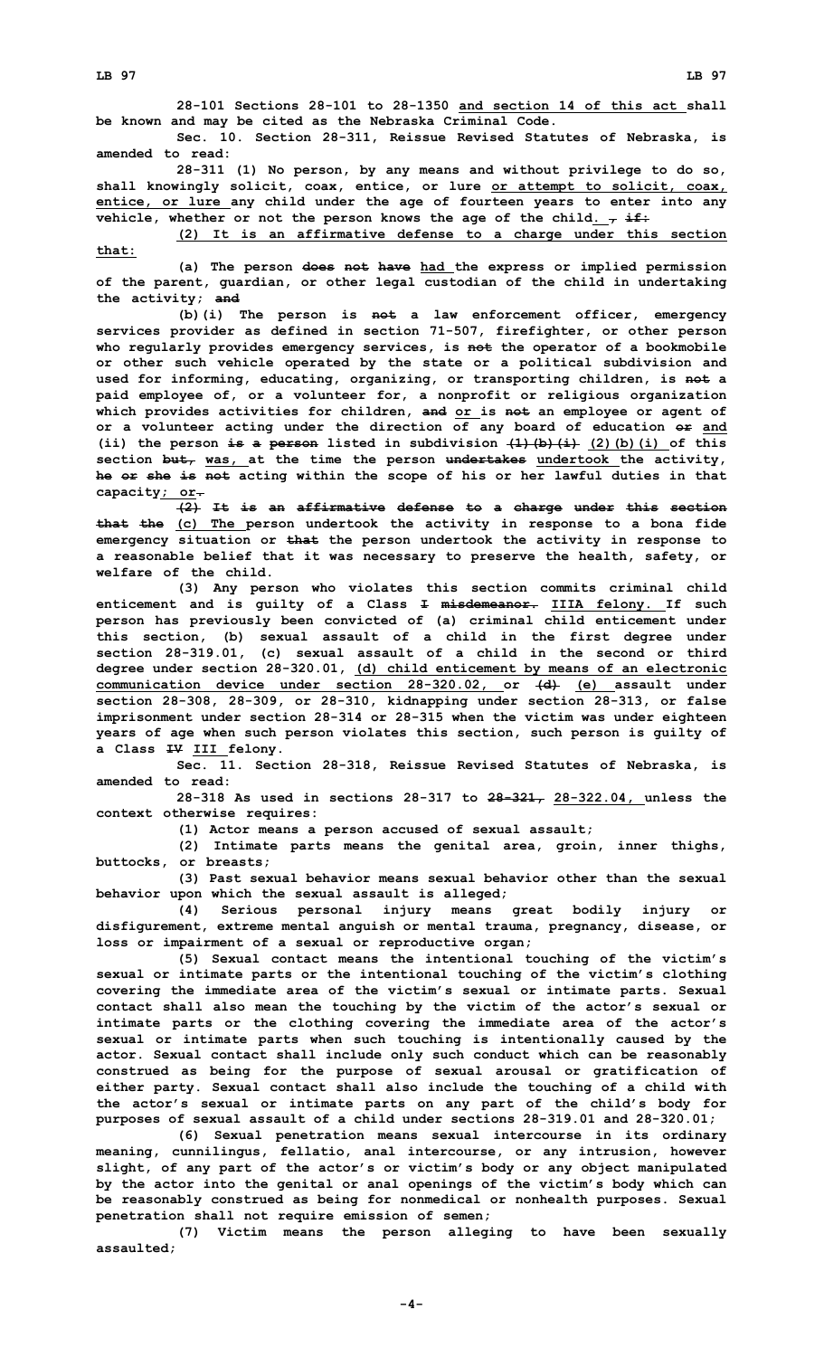28-101 Sections 28-101 to 28-1350 and section 14 of this act shall be known and may be cited as the Nebraska Criminal Code.

Sec. 10. Section 28-311, Reissue Revised Statutes of Nebraska, is amended to read:

28-311 (1) No person, by any means and without privilege to do so, shall knowingly solicit, coax, entice, or lure or attempt to solicit, coax, entice, or lure any child under the age of fourteen years to enter into any vehicle, whether or not the person knows the age of the child. , if:

(2) It is an affirmative defense to a charge under this section that:

(a) The person does not have had the express or implied permission of the parent, guardian, or other legal custodian of the child in undertaking the activity; and

(b)(i) The person is not a law enforcement officer, emergency services provider as defined in section 71-507, firefighter, or other person who regularly provides emergency services, is not the operator of a bookmobile or other such vehicle operated by the state or a political subdivision and used for informing, educating, organizing, or transporting children, is not a paid employee of, or a volunteer for, a nonprofit or religious organization which provides activities for children, and or is not an employee or agent of or a volunteer acting under the direction of any board of education or and (ii) the person is a person listed in subdivision (1)(b)(i) (2)(b)(i) of this section but, was, at the time the person undertakes undertook the activity, he or she is not acting within the scope of his or her lawful duties in that capacity; or.

(2) It is an affirmative defense to a charge under this section that the (c) The person undertook the activity in response to a bona fide emergency situation or that the person undertook the activity in response to a reasonable belief that it was necessary to preserve the health, safety, or welfare of the child.

(3) Any person who violates this section commits criminal child enticement and is guilty of a Class I misdemeanor. IIIA felony. If such person has previously been convicted of (a) criminal child enticement under this section, (b) sexual assault of a child in the first degree under section 28-319.01, (c) sexual assault of a child in the second or third degree under section 28-320.01, (d) child enticement by means of an electronic communication device under section 28-320.02, or (d) (e) assault under section 28-308, 28-309, or 28-310, kidnapping under section 28-313, or false imprisonment under section 28-314 or 28-315 when the victim was under eighteen years of age when such person violates this section, such person is guilty of a Class IV III felony.

Sec. 11. Section 28-318, Reissue Revised Statutes of Nebraska, is amended to read:

28-318 As used in sections 28-317 to 28-321, 28-322.04, unless the context otherwise requires:

(1) Actor means a person accused of sexual assault;

(2) Intimate parts means the genital area, groin, inner thighs, buttocks, or breasts;

(3) Past sexual behavior means sexual behavior other than the sexual behavior upon which the sexual assault is alleged;

(4) Serious personal injury means great bodily injury or disfigurement, extreme mental anguish or mental trauma, pregnancy, disease, or loss or impairment of a sexual or reproductive organ;

(5) Sexual contact means the intentional touching of the victim's sexual or intimate parts or the intentional touching of the victim's clothing covering the immediate area of the victim's sexual or intimate parts. Sexual contact shall also mean the touching by the victim of the actor's sexual or intimate parts or the clothing covering the immediate area of the actor's sexual or intimate parts when such touching is intentionally caused by the actor. Sexual contact shall include only such conduct which can be reasonably construed as being for the purpose of sexual arousal or gratification of either party. Sexual contact shall also include the touching of a child with the actor's sexual or intimate parts on any part of the child's body for purposes of sexual assault of a child under sections 28-319.01 and 28-320.01;

(6) Sexual penetration means sexual intercourse in its ordinary meaning, cunnilingus, fellatio, anal intercourse, or any intrusion, however slight, of any part of the actor's or victim's body or any object manipulated by the actor into the genital or anal openings of the victim's body which can be reasonably construed as being for nonmedical or nonhealth purposes. Sexual penetration shall not require emission of semen;

(7) Victim means the person alleging to have been sexually assaulted;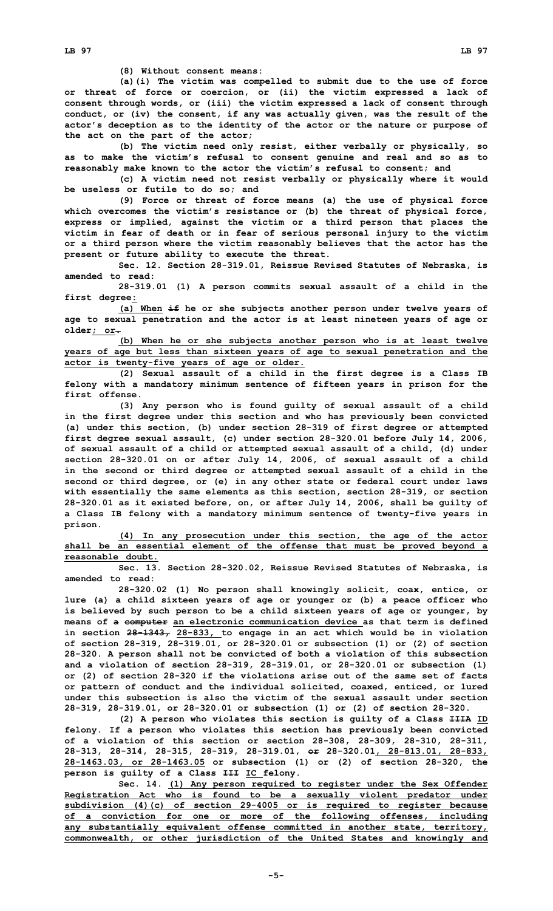(8) Without consent means:

(a)(i) The victim was compelled to submit due to the use of force or threat of force or coercion, or (ii) the victim expressed a lack of consent through words, or (iii) the victim expressed a lack of consent through conduct, or (iv) the consent, if any was actually given, was the result of the actor's deception as to the identity of the actor or the nature or purpose of the act on the part of the actor;

(b) The victim need only resist, either verbally or physically, so as to make the victim's refusal to consent genuine and real and so as to reasonably make known to the actor the victim's refusal to consent; and

(c) A victim need not resist verbally or physically where it would be useless or futile to do so; and

(9) Force or threat of force means (a) the use of physical force which overcomes the victim's resistance or (b) the threat of physical force, express or implied, against the victim or a third person that places the victim in fear of death or in fear of serious personal injury to the victim or a third person where the victim reasonably believes that the actor has the present or future ability to execute the threat.

Sec. 12. Section 28-319.01, Reissue Revised Statutes of Nebraska, is amended to read:

28-319.01 (1) A person commits sexual assault of a child in the first degree<u>:</u>

<u>(a) When</u> ~~if~~ he or she subjects another person under twelve years of age to sexual penetration and the actor is at least nineteen years of age or older<u>; or</u>~~.~~

<u>(b) When he or she subjects another person who is at least twelve years of age but less than sixteen years of age to sexual penetration and the actor is twenty-five years of age or older.</u>

(2) Sexual assault of a child in the first degree is a Class IB felony with a mandatory minimum sentence of fifteen years in prison for the first offense.

(3) Any person who is found guilty of sexual assault of a child in the first degree under this section and who has previously been convicted (a) under this section, (b) under section 28-319 of first degree or attempted first degree sexual assault, (c) under section 28-320.01 before July 14, 2006, of sexual assault of a child or attempted sexual assault of a child, (d) under section 28-320.01 on or after July 14, 2006, of sexual assault of a child in the second or third degree or attempted sexual assault of a child in the second or third degree, or (e) in any other state or federal court under laws with essentially the same elements as this section, section 28-319, or section 28-320.01 as it existed before, on, or after July 14, 2006, shall be guilty of a Class IB felony with a mandatory minimum sentence of twenty-five years in prison.

<u>(4) In any prosecution under this section, the age of the actor shall be an essential element of the offense that must be proved beyond a reasonable doubt.</u>

Sec. 13. Section 28-320.02, Reissue Revised Statutes of Nebraska, is amended to read:

28-320.02 (1) No person shall knowingly solicit, coax, entice, or lure (a) a child sixteen years of age or younger or (b) a peace officer who is believed by such person to be a child sixteen years of age or younger, by means of ~~a~~ ~~computer~~ <u>an electronic communication device</u> as that term is defined in section ~~28-1343,~~ <u>28-833,</u> to engage in an act which would be in violation of section 28-319, 28-319.01, or 28-320.01 or subsection (1) or (2) of section 28-320. A person shall not be convicted of both a violation of this subsection and a violation of section 28-319, 28-319.01, or 28-320.01 or subsection (1) or (2) of section 28-320 if the violations arise out of the same set of facts or pattern of conduct and the individual solicited, coaxed, enticed, or lured under this subsection is also the victim of the sexual assault under section 28-319, 28-319.01, or 28-320.01 or subsection (1) or (2) of section 28-320.

(2) A person who violates this section is guilty of a Class ~~IIIA~~ <u>ID</u> felony. If a person who violates this section has previously been convicted of a violation of this section or section 28-308, 28-309, 28-310, 28-311, 28-313, 28-314, 28-315, 28-319, 28-319.01, ~~or~~ 28-320.01<u>, 28-813.01, 28-833, 28-1463.03, or 28-1463.05</u> or subsection (1) or (2) of section 28-320, the person is guilty of a Class ~~III~~ <u>IC</u> felony.

Sec. 14. <u>(1) Any person required to register under the Sex Offender Registration Act who is found to be a sexually violent predator under subdivision (4)(c) of section 29-4005 or is required to register because of a conviction for one or more of the following offenses, including any substantially equivalent offense committed in another state, territory, commonwealth, or other jurisdiction of the United States and knowingly and</u>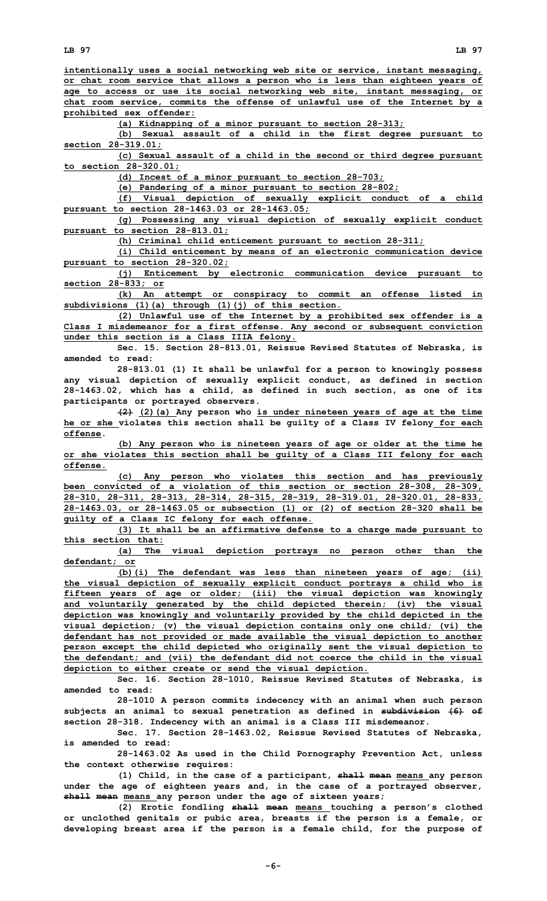intentionally uses a social networking web site or service, instant messaging, or chat room service that allows a person who is less than eighteen years of age to access or use its social networking web site, instant messaging, or chat room service, commits the offense of unlawful use of the Internet by a prohibited sex offender:

(a) Kidnapping of a minor pursuant to section 28-313;

(b) Sexual assault of a child in the first degree pursuant to section 28-319.01;

(c) Sexual assault of a child in the second or third degree pursuant to section 28-320.01;

(d) Incest of a minor pursuant to section 28-703;

(e) Pandering of a minor pursuant to section 28-802;

(f) Visual depiction of sexually explicit conduct of a child pursuant to section 28-1463.03 or 28-1463.05;

(g) Possessing any visual depiction of sexually explicit conduct pursuant to section 28-813.01;

(h) Criminal child enticement pursuant to section 28-311;

(i) Child enticement by means of an electronic communication device pursuant to section 28-320.02;

(j) Enticement by electronic communication device pursuant to section 28-833; or

(k) An attempt or conspiracy to commit an offense listed in subdivisions (1)(a) through (1)(j) of this section.

(2) Unlawful use of the Internet by a prohibited sex offender is a Class I misdemeanor for a first offense. Any second or subsequent conviction under this section is a Class IIIA felony.

Sec. 15. Section 28-813.01, Reissue Revised Statutes of Nebraska, is amended to read:

28-813.01 (1) It shall be unlawful for a person to knowingly possess any visual depiction of sexually explicit conduct, as defined in section 28-1463.02, which has a child, as defined in such section, as one of its participants or portrayed observers.

~~(2)~~ (2)(a) Any person who is under nineteen years of age at the time he or she violates this section shall be guilty of a Class IV felony for each offense.

(b) Any person who is nineteen years of age or older at the time he or she violates this section shall be guilty of a Class III felony for each offense.

(c) Any person who violates this section and has previously been convicted of a violation of this section or section 28-308, 28-309, 28-310, 28-311, 28-313, 28-314, 28-315, 28-319, 28-319.01, 28-320.01, 28-833, 28-1463.03, or 28-1463.05 or subsection (1) or (2) of section 28-320 shall be guilty of a Class IC felony for each offense.

(3) It shall be an affirmative defense to a charge made pursuant to this section that:

(a) The visual depiction portrays no person other than the defendant; or

(b)(i) The defendant was less than nineteen years of age; (ii) the visual depiction of sexually explicit conduct portrays a child who is fifteen years of age or older; (iii) the visual depiction was knowingly and voluntarily generated by the child depicted therein; (iv) the visual depiction was knowingly and voluntarily provided by the child depicted in the visual depiction; (v) the visual depiction contains only one child; (vi) the defendant has not provided or made available the visual depiction to another person except the child depicted who originally sent the visual depiction to the defendant; and (vii) the defendant did not coerce the child in the visual depiction to either create or send the visual depiction.

Sec. 16. Section 28-1010, Reissue Revised Statutes of Nebraska, is amended to read:

28-1010 A person commits indecency with an animal when such person subjects an animal to sexual penetration as defined in ~~subdivision (6) of~~ section 28-318. Indecency with an animal is a Class III misdemeanor.

Sec. 17. Section 28-1463.02, Reissue Revised Statutes of Nebraska, is amended to read:

28-1463.02 As used in the Child Pornography Prevention Act, unless the context otherwise requires:

(1) Child, in the case of a participant, ~~shall mean~~ means any person under the age of eighteen years and, in the case of a portrayed observer, ~~shall mean~~ means any person under the age of sixteen years;

(2) Erotic fondling ~~shall mean~~ means touching a person's clothed or unclothed genitals or pubic area, breasts if the person is a female, or developing breast area if the person is a female child, for the purpose of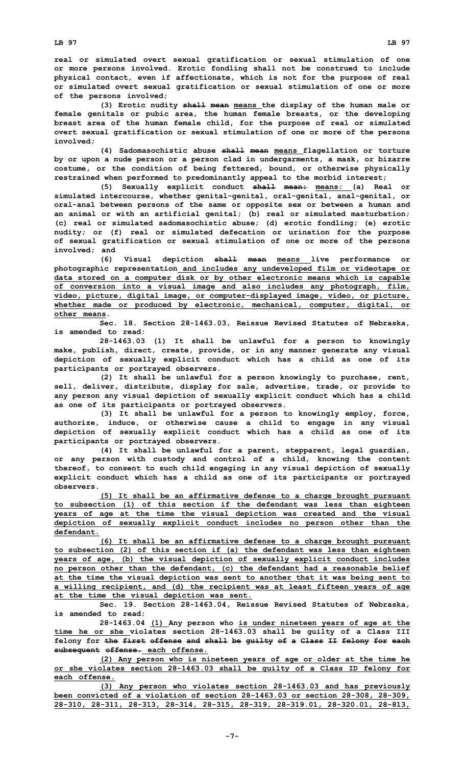**real or simulated overt sexual gratification or sexual stimulation of one or more persons involved. Erotic fondling shall not be construed to include physical contact, even if affectionate, which is not for the purpose of real or simulated overt sexual gratification or sexual stimulation of one or more of the persons involved;**

**(3) Erotic nudity ~~shall mean~~ means the display of the human male or female genitals or pubic area, the human female breasts, or the developing breast area of the human female child, for the purpose of real or simulated overt sexual gratification or sexual stimulation of one or more of the persons involved;**

**(4) Sadomasochistic abuse ~~shall mean~~ means flagellation or torture by or upon a nude person or a person clad in undergarments, a mask, or bizarre costume, or the condition of being fettered, bound, or otherwise physically restrained when performed to predominantly appeal to the morbid interest;**

**(5) Sexually explicit conduct ~~shall mean:~~ means: (a) Real or simulated intercourse, whether genital-genital, oral-genital, anal-genital, or oral-anal between persons of the same or opposite sex or between a human and an animal or with an artificial genital; (b) real or simulated masturbation; (c) real or simulated sadomasochistic abuse; (d) erotic fondling; (e) erotic nudity; or (f) real or simulated defecation or urination for the purpose of sexual gratification or sexual stimulation of one or more of the persons involved; and**

**(6) Visual depiction ~~shall mean~~ means live performance or photographic representation and includes any undeveloped film or videotape or data stored on a computer disk or by other electronic means which is capable of conversion into a visual image and also includes any photograph, film, video, picture, digital image, or computer-displayed image, video, or picture, whether made or produced by electronic, mechanical, computer, digital, or other means.**

**Sec. 18. Section 28-1463.03, Reissue Revised Statutes of Nebraska, is amended to read:**

**28-1463.03 (1) It shall be unlawful for a person to knowingly make, publish, direct, create, provide, or in any manner generate any visual depiction of sexually explicit conduct which has a child as one of its participants or portrayed observers.**

**(2) It shall be unlawful for a person knowingly to purchase, rent, sell, deliver, distribute, display for sale, advertise, trade, or provide to any person any visual depiction of sexually explicit conduct which has a child as one of its participants or portrayed observers.**

**(3) It shall be unlawful for a person to knowingly employ, force, authorize, induce, or otherwise cause a child to engage in any visual depiction of sexually explicit conduct which has a child as one of its participants or portrayed observers.**

**(4) It shall be unlawful for a parent, stepparent, legal guardian, or any person with custody and control of a child, knowing the content thereof, to consent to such child engaging in any visual depiction of sexually explicit conduct which has a child as one of its participants or portrayed observers.**

**(5) It shall be an affirmative defense to a charge brought pursuant to subsection (1) of this section if the defendant was less than eighteen years of age at the time the visual depiction was created and the visual depiction of sexually explicit conduct includes no person other than the defendant.**

**(6) It shall be an affirmative defense to a charge brought pursuant to subsection (2) of this section if (a) the defendant was less than eighteen years of age, (b) the visual depiction of sexually explicit conduct includes no person other than the defendant, (c) the defendant had a reasonable belief at the time the visual depiction was sent to another that it was being sent to a willing recipient, and (d) the recipient was at least fifteen years of age at the time the visual depiction was sent.**

**Sec. 19. Section 28-1463.04, Reissue Revised Statutes of Nebraska, is amended to read:**

**28-1463.04 (1) Any person who is under nineteen years of age at the time he or she violates section 28-1463.03 shall be guilty of a Class III felony for ~~the first offense and shall be guilty of a Class II felony for each subsequent offense.~~ each offense.**

**(2) Any person who is nineteen years of age or older at the time he or she violates section 28-1463.03 shall be guilty of a Class ID felony for each offense.**

**(3) Any person who violates section 28-1463.03 and has previously been convicted of a violation of section 28-1463.03 or section 28-308, 28-309, 28-310, 28-311, 28-313, 28-314, 28-315, 28-319, 28-319.01, 28-320.01, 28-813,**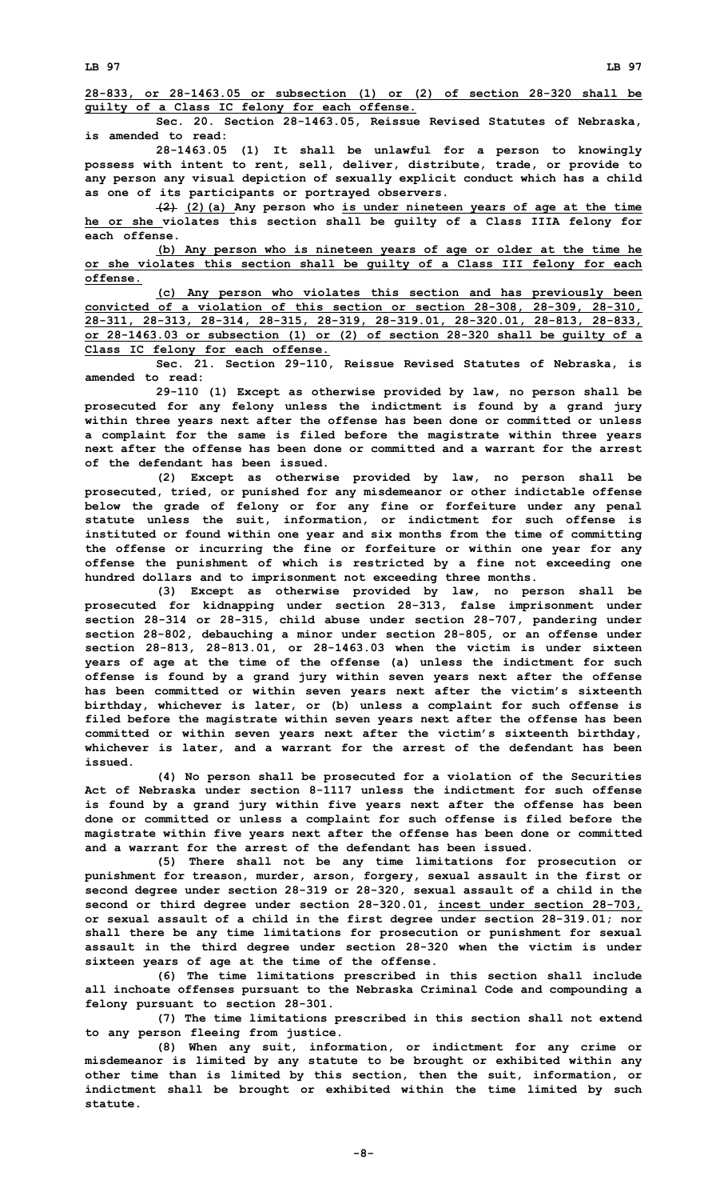28-833, or 28-1463.05 or subsection (1) or (2) of section 28-320 shall be guilty of a Class IC felony for each offense.

Sec. 20. Section 28-1463.05, Reissue Revised Statutes of Nebraska, is amended to read:

28-1463.05 (1) It shall be unlawful for a person to knowingly possess with intent to rent, sell, deliver, distribute, trade, or provide to any person any visual depiction of sexually explicit conduct which has a child as one of its participants or portrayed observers.

~~(2)~~ (2)(a) Any person who is under nineteen years of age at the time he or she violates this section shall be guilty of a Class IIIA felony for each offense.

(b) Any person who is nineteen years of age or older at the time he or she violates this section shall be guilty of a Class III felony for each offense.

(c) Any person who violates this section and has previously been convicted of a violation of this section or section 28-308, 28-309, 28-310, 28-311, 28-313, 28-314, 28-315, 28-319, 28-319.01, 28-320.01, 28-813, 28-833, or 28-1463.03 or subsection (1) or (2) of section 28-320 shall be guilty of a Class IC felony for each offense.

Sec. 21. Section 29-110, Reissue Revised Statutes of Nebraska, is amended to read:

29-110 (1) Except as otherwise provided by law, no person shall be prosecuted for any felony unless the indictment is found by a grand jury within three years next after the offense has been done or committed or unless a complaint for the same is filed before the magistrate within three years next after the offense has been done or committed and a warrant for the arrest of the defendant has been issued.

(2) Except as otherwise provided by law, no person shall be prosecuted, tried, or punished for any misdemeanor or other indictable offense below the grade of felony or for any fine or forfeiture under any penal statute unless the suit, information, or indictment for such offense is instituted or found within one year and six months from the time of committing the offense or incurring the fine or forfeiture or within one year for any offense the punishment of which is restricted by a fine not exceeding one hundred dollars and to imprisonment not exceeding three months.

(3) Except as otherwise provided by law, no person shall be prosecuted for kidnapping under section 28-313, false imprisonment under section 28-314 or 28-315, child abuse under section 28-707, pandering under section 28-802, debauching a minor under section 28-805, or an offense under section 28-813, 28-813.01, or 28-1463.03 when the victim is under sixteen years of age at the time of the offense (a) unless the indictment for such offense is found by a grand jury within seven years next after the offense has been committed or within seven years next after the victim's sixteenth birthday, whichever is later, or (b) unless a complaint for such offense is filed before the magistrate within seven years next after the offense has been committed or within seven years next after the victim's sixteenth birthday, whichever is later, and a warrant for the arrest of the defendant has been issued.

(4) No person shall be prosecuted for a violation of the Securities Act of Nebraska under section 8-1117 unless the indictment for such offense is found by a grand jury within five years next after the offense has been done or committed or unless a complaint for such offense is filed before the magistrate within five years next after the offense has been done or committed and a warrant for the arrest of the defendant has been issued.

(5) There shall not be any time limitations for prosecution or punishment for treason, murder, arson, forgery, sexual assault in the first or second degree under section 28-319 or 28-320, sexual assault of a child in the second or third degree under section 28-320.01, incest under section 28-703, or sexual assault of a child in the first degree under section 28-319.01; nor shall there be any time limitations for prosecution or punishment for sexual assault in the third degree under section 28-320 when the victim is under sixteen years of age at the time of the offense.

(6) The time limitations prescribed in this section shall include all inchoate offenses pursuant to the Nebraska Criminal Code and compounding a felony pursuant to section 28-301.

(7) The time limitations prescribed in this section shall not extend to any person fleeing from justice.

(8) When any suit, information, or indictment for any crime or misdemeanor is limited by any statute to be brought or exhibited within any other time than is limited by this section, then the suit, information, or indictment shall be brought or exhibited within the time limited by such statute.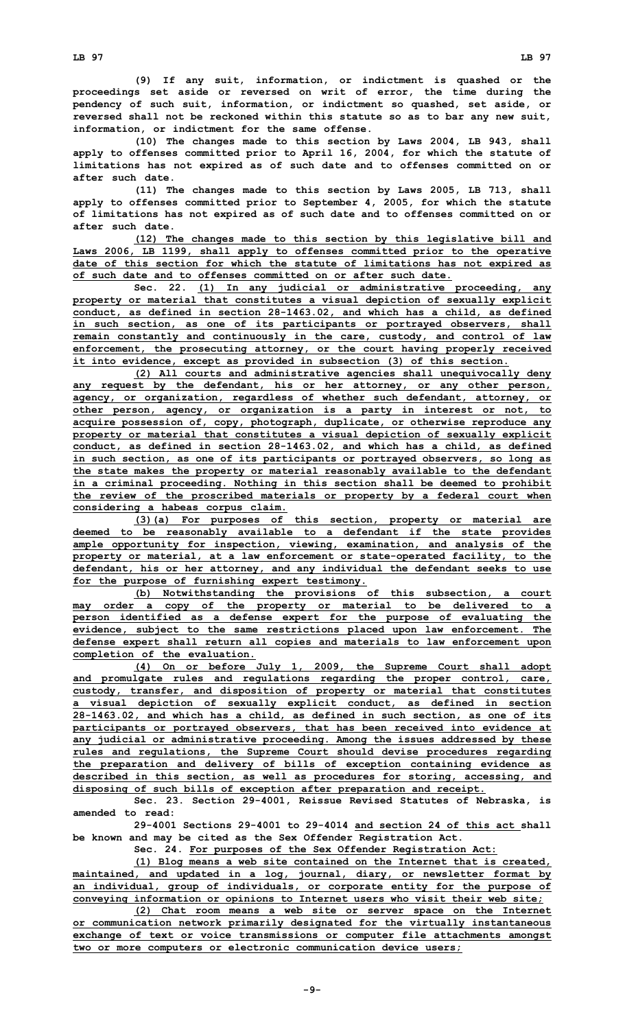(9) If any suit, information, or indictment is quashed or the proceedings set aside or reversed on writ of error, the time during the pendency of such suit, information, or indictment so quashed, set aside, or reversed shall not be reckoned within this statute so as to bar any new suit, information, or indictment for the same offense.

(10) The changes made to this section by Laws 2004, LB 943, shall apply to offenses committed prior to April 16, 2004, for which the statute of limitations has not expired as of such date and to offenses committed on or after such date.

(11) The changes made to this section by Laws 2005, LB 713, shall apply to offenses committed prior to September 4, 2005, for which the statute of limitations has not expired as of such date and to offenses committed on or after such date.

(12) The changes made to this section by this legislative bill and Laws 2006, LB 1199, shall apply to offenses committed prior to the operative date of this section for which the statute of limitations has not expired as of such date and to offenses committed on or after such date.

Sec. 22. (1) In any judicial or administrative proceeding, any property or material that constitutes a visual depiction of sexually explicit conduct, as defined in section 28-1463.02, and which has a child, as defined in such section, as one of its participants or portrayed observers, shall remain constantly and continuously in the care, custody, and control of law enforcement, the prosecuting attorney, or the court having properly received it into evidence, except as provided in subsection (3) of this section.

(2) All courts and administrative agencies shall unequivocally deny any request by the defendant, his or her attorney, or any other person, agency, or organization, regardless of whether such defendant, attorney, or other person, agency, or organization is a party in interest or not, to acquire possession of, copy, photograph, duplicate, or otherwise reproduce any property or material that constitutes a visual depiction of sexually explicit conduct, as defined in section 28-1463.02, and which has a child, as defined in such section, as one of its participants or portrayed observers, so long as the state makes the property or material reasonably available to the defendant in a criminal proceeding. Nothing in this section shall be deemed to prohibit the review of the proscribed materials or property by a federal court when considering a habeas corpus claim.

(3)(a) For purposes of this section, property or material are deemed to be reasonably available to a defendant if the state provides ample opportunity for inspection, viewing, examination, and analysis of the property or material, at a law enforcement or state-operated facility, to the defendant, his or her attorney, and any individual the defendant seeks to use for the purpose of furnishing expert testimony.

(b) Notwithstanding the provisions of this subsection, a court may order a copy of the property or material to be delivered to a person identified as a defense expert for the purpose of evaluating the evidence, subject to the same restrictions placed upon law enforcement. The defense expert shall return all copies and materials to law enforcement upon completion of the evaluation.

(4) On or before July 1, 2009, the Supreme Court shall adopt and promulgate rules and regulations regarding the proper control, care, custody, transfer, and disposition of property or material that constitutes a visual depiction of sexually explicit conduct, as defined in section 28-1463.02, and which has a child, as defined in such section, as one of its participants or portrayed observers, that has been received into evidence at any judicial or administrative proceeding. Among the issues addressed by these rules and regulations, the Supreme Court should devise procedures regarding the preparation and delivery of bills of exception containing evidence as described in this section, as well as procedures for storing, accessing, and disposing of such bills of exception after preparation and receipt.

Sec. 23. Section 29-4001, Reissue Revised Statutes of Nebraska, is amended to read:

29-4001 Sections 29-4001 to 29-4014 and section 24 of this act shall be known and may be cited as the Sex Offender Registration Act.

Sec. 24. For purposes of the Sex Offender Registration Act:

(1) Blog means a web site contained on the Internet that is created, maintained, and updated in a log, journal, diary, or newsletter format by an individual, group of individuals, or corporate entity for the purpose of conveying information or opinions to Internet users who visit their web site;

(2) Chat room means a web site or server space on the Internet or communication network primarily designated for the virtually instantaneous exchange of text or voice transmissions or computer file attachments amongst two or more computers or electronic communication device users;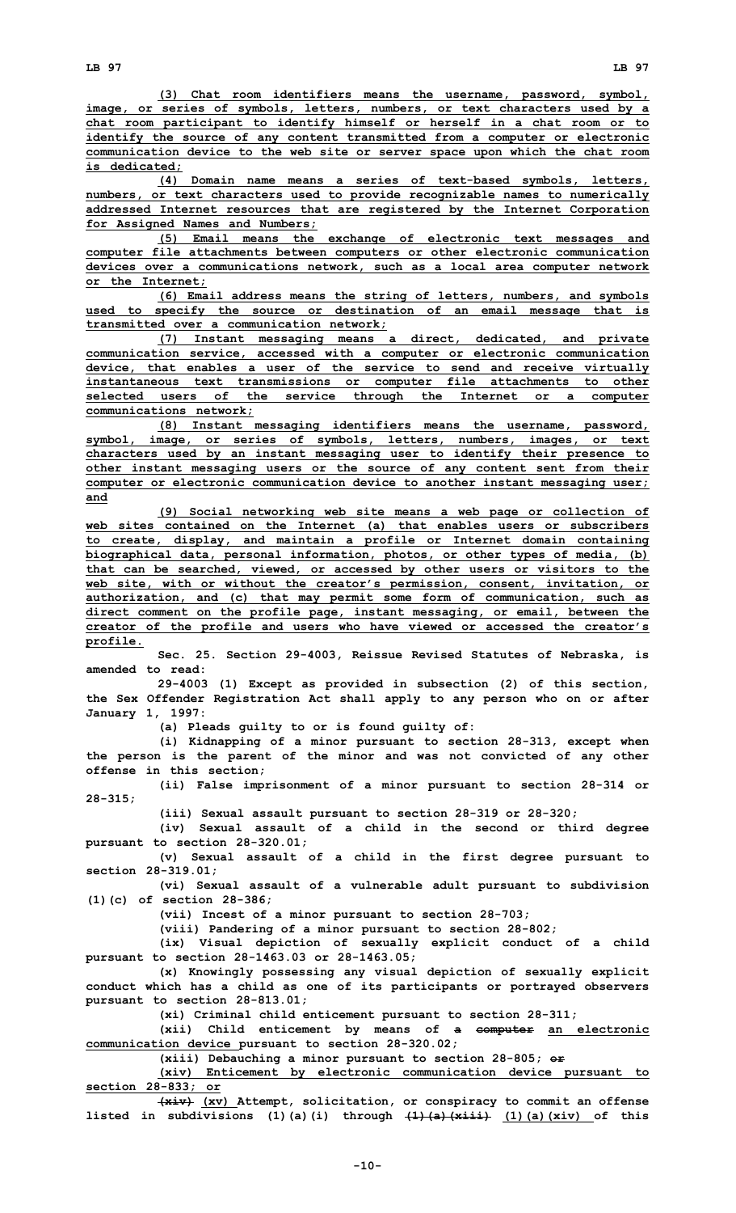(3) Chat room identifiers means the username, password, symbol, image, or series of symbols, letters, numbers, or text characters used by a chat room participant to identify himself or herself in a chat room or to identify the source of any content transmitted from a computer or electronic communication device to the web site or server space upon which the chat room is dedicated;

(4) Domain name means a series of text-based symbols, letters, numbers, or text characters used to provide recognizable names to numerically addressed Internet resources that are registered by the Internet Corporation for Assigned Names and Numbers;

(5) Email means the exchange of electronic text messages and computer file attachments between computers or other electronic communication devices over a communications network, such as a local area computer network or the Internet;

(6) Email address means the string of letters, numbers, and symbols used to specify the source or destination of an email message that is transmitted over a communication network;

(7) Instant messaging means a direct, dedicated, and private communication service, accessed with a computer or electronic communication device, that enables a user of the service to send and receive virtually instantaneous text transmissions or computer file attachments to other selected users of the service through the Internet or a computer communications network;

(8) Instant messaging identifiers means the username, password, symbol, image, or series of symbols, letters, numbers, images, or text characters used by an instant messaging user to identify their presence to other instant messaging users or the source of any content sent from their computer or electronic communication device to another instant messaging user; and

(9) Social networking web site means a web page or collection of web sites contained on the Internet (a) that enables users or subscribers to create, display, and maintain a profile or Internet domain containing biographical data, personal information, photos, or other types of media, (b) that can be searched, viewed, or accessed by other users or visitors to the web site, with or without the creator's permission, consent, invitation, or authorization, and (c) that may permit some form of communication, such as direct comment on the profile page, instant messaging, or email, between the creator of the profile and users who have viewed or accessed the creator's profile.

**Sec. 25. Section 29-4003, Reissue Revised Statutes of Nebraska, is amended to read:**

29-4003 (1) Except as provided in subsection (2) of this section, the Sex Offender Registration Act shall apply to any person who on or after January 1, 1997:

(a) Pleads guilty to or is found guilty of:

(i) Kidnapping of a minor pursuant to section 28-313, except when the person is the parent of the minor and was not convicted of any other offense in this section;

(ii) False imprisonment of a minor pursuant to section 28-314 or 28-315;

(iii) Sexual assault pursuant to section 28-319 or 28-320;

(iv) Sexual assault of a child in the second or third degree pursuant to section 28-320.01;

(v) Sexual assault of a child in the first degree pursuant to section 28-319.01;

(vi) Sexual assault of a vulnerable adult pursuant to subdivision (1)(c) of section 28-386;

(vii) Incest of a minor pursuant to section 28-703;

(viii) Pandering of a minor pursuant to section 28-802;

(ix) Visual depiction of sexually explicit conduct of a child pursuant to section 28-1463.03 or 28-1463.05;

(x) Knowingly possessing any visual depiction of sexually explicit conduct which has a child as one of its participants or portrayed observers pursuant to section 28-813.01;

(xi) Criminal child enticement pursuant to section 28-311;

(xii) Child enticement by means of ~~a computer~~ an electronic communication device pursuant to section 28-320.02;

(xiii) Debauching a minor pursuant to section 28-805; ~~or~~

(xiv) Enticement by electronic communication device pursuant to section 28-833; or

~~(xiv)~~ (xv) Attempt, solicitation, or conspiracy to commit an offense listed in subdivisions (1)(a)(i) through ~~(1)(a)(xiii)~~ (1)(a)(xiv) of this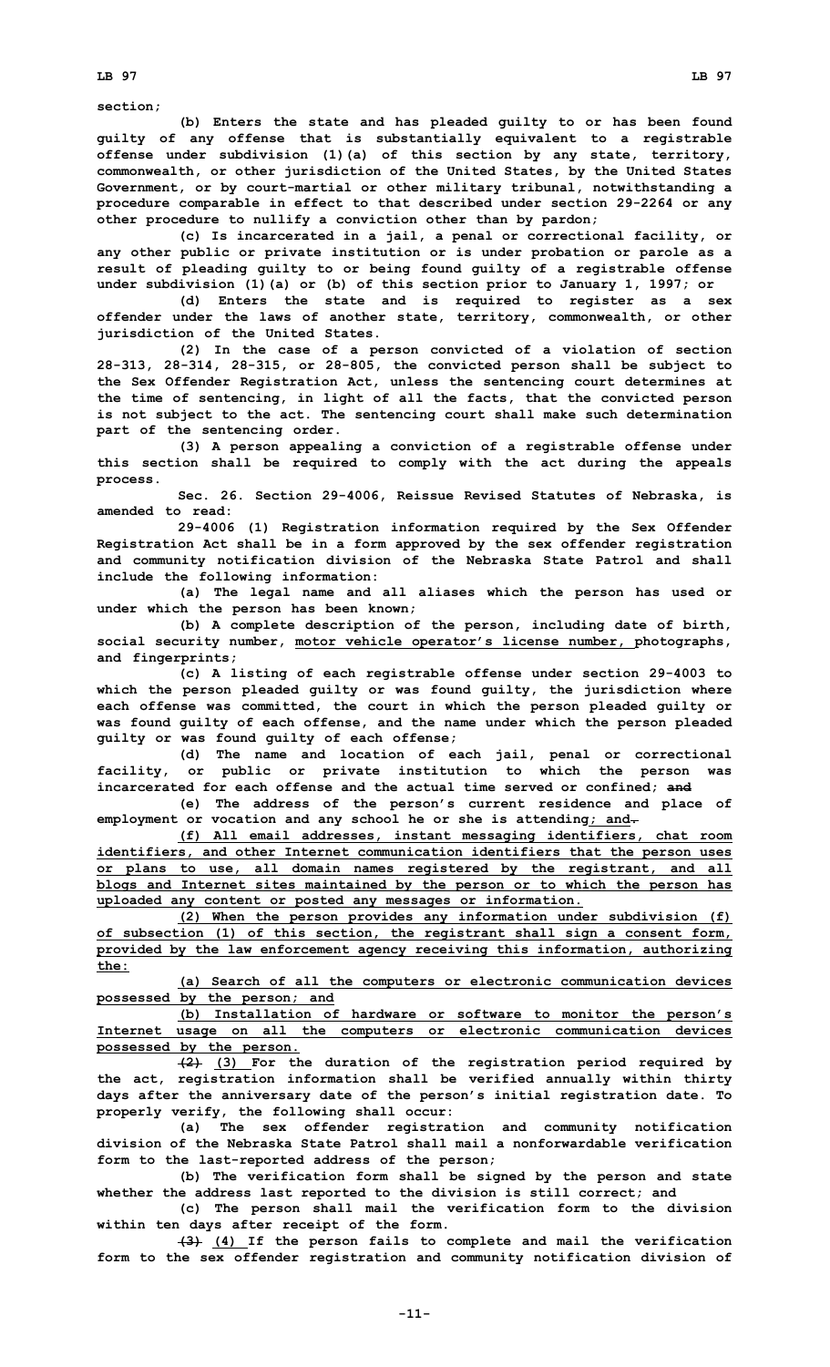section;

(b) Enters the state and has pleaded guilty to or has been found guilty of any offense that is substantially equivalent to a registrable offense under subdivision (1)(a) of this section by any state, territory, commonwealth, or other jurisdiction of the United States, by the United States Government, or by court-martial or other military tribunal, notwithstanding a procedure comparable in effect to that described under section 29-2264 or any other procedure to nullify a conviction other than by pardon;

(c) Is incarcerated in a jail, a penal or correctional facility, or any other public or private institution or is under probation or parole as a result of pleading guilty to or being found guilty of a registrable offense under subdivision (1)(a) or (b) of this section prior to January 1, 1997; or

(d) Enters the state and is required to register as a sex offender under the laws of another state, territory, commonwealth, or other jurisdiction of the United States.

(2) In the case of a person convicted of a violation of section 28-313, 28-314, 28-315, or 28-805, the convicted person shall be subject to the Sex Offender Registration Act, unless the sentencing court determines at the time of sentencing, in light of all the facts, that the convicted person is not subject to the act. The sentencing court shall make such determination part of the sentencing order.

(3) A person appealing a conviction of a registrable offense under this section shall be required to comply with the act during the appeals process.

Sec. 26. Section 29-4006, Reissue Revised Statutes of Nebraska, is amended to read:

29-4006 (1) Registration information required by the Sex Offender Registration Act shall be in a form approved by the sex offender registration and community notification division of the Nebraska State Patrol and shall include the following information:

(a) The legal name and all aliases which the person has used or under which the person has been known;

(b) A complete description of the person, including date of birth, social security number, motor vehicle operator's license number, photographs, and fingerprints;

(c) A listing of each registrable offense under section 29-4003 to which the person pleaded guilty or was found guilty, the jurisdiction where each offense was committed, the court in which the person pleaded guilty or was found guilty of each offense, and the name under which the person pleaded guilty or was found guilty of each offense;

(d) The name and location of each jail, penal or correctional facility, or public or private institution to which the person was incarcerated for each offense and the actual time served or confined; ~~and~~

(e) The address of the person's current residence and place of employment or vocation and any school he or she is attending; and~~.~~

(f) All email addresses, instant messaging identifiers, chat room identifiers, and other Internet communication identifiers that the person uses or plans to use, all domain names registered by the registrant, and all blogs and Internet sites maintained by the person or to which the person has uploaded any content or posted any messages or information.

(2) When the person provides any information under subdivision (f) of subsection (1) of this section, the registrant shall sign a consent form, provided by the law enforcement agency receiving this information, authorizing the:

(a) Search of all the computers or electronic communication devices possessed by the person; and

(b) Installation of hardware or software to monitor the person's Internet usage on all the computers or electronic communication devices possessed by the person.

~~(2)~~ (3) For the duration of the registration period required by the act, registration information shall be verified annually within thirty days after the anniversary date of the person's initial registration date. To properly verify, the following shall occur:

(a) The sex offender registration and community notification division of the Nebraska State Patrol shall mail a nonforwardable verification form to the last-reported address of the person;

(b) The verification form shall be signed by the person and state whether the address last reported to the division is still correct; and

(c) The person shall mail the verification form to the division within ten days after receipt of the form.

~~(3)~~ (4) If the person fails to complete and mail the verification form to the sex offender registration and community notification division of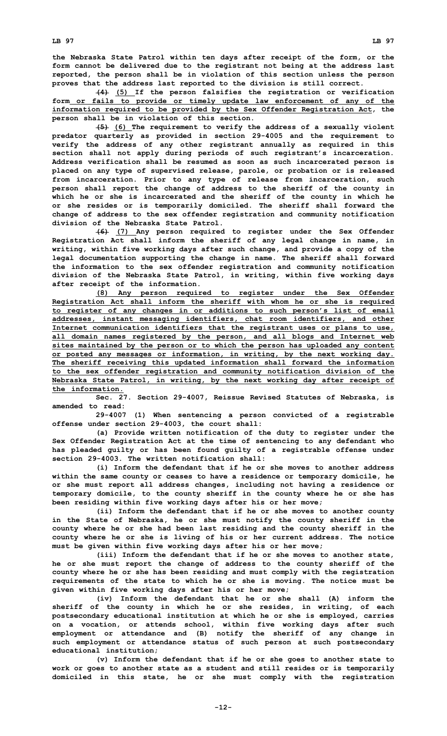the Nebraska State Patrol within ten days after receipt of the form, or the form cannot be delivered due to the registrant not being at the address last reported, the person shall be in violation of this section unless the person proves that the address last reported to the division is still correct.

~~(4)~~ (5) If the person falsifies the registration or verification form or fails to provide or timely update law enforcement of any of the information required to be provided by the Sex Offender Registration Act, the person shall be in violation of this section.

~~(5)~~ (6) The requirement to verify the address of a sexually violent predator quarterly as provided in section 29-4005 and the requirement to verify the address of any other registrant annually as required in this section shall not apply during periods of such registrant's incarceration. Address verification shall be resumed as soon as such incarcerated person is placed on any type of supervised release, parole, or probation or is released from incarceration. Prior to any type of release from incarceration, such person shall report the change of address to the sheriff of the county in which he or she is incarcerated and the sheriff of the county in which he or she resides or is temporarily domiciled. The sheriff shall forward the change of address to the sex offender registration and community notification division of the Nebraska State Patrol.

~~(6)~~ (7) Any person required to register under the Sex Offender Registration Act shall inform the sheriff of any legal change in name, in writing, within five working days after such change, and provide a copy of the legal documentation supporting the change in name. The sheriff shall forward the information to the sex offender registration and community notification division of the Nebraska State Patrol, in writing, within five working days after receipt of the information.

(8) Any person required to register under the Sex Offender Registration Act shall inform the sheriff with whom he or she is required to register of any changes in or additions to such person's list of email addresses, instant messaging identifiers, chat room identifiers, and other Internet communication identifiers that the registrant uses or plans to use, all domain names registered by the person, and all blogs and Internet web sites maintained by the person or to which the person has uploaded any content or posted any messages or information, in writing, by the next working day. The sheriff receiving this updated information shall forward the information to the sex offender registration and community notification division of the Nebraska State Patrol, in writing, by the next working day after receipt of the information.

Sec. 27. Section 29-4007, Reissue Revised Statutes of Nebraska, is amended to read:

29-4007 (1) When sentencing a person convicted of a registrable offense under section 29-4003, the court shall:

(a) Provide written notification of the duty to register under the Sex Offender Registration Act at the time of sentencing to any defendant who has pleaded guilty or has been found guilty of a registrable offense under section 29-4003. The written notification shall:

(i) Inform the defendant that if he or she moves to another address within the same county or ceases to have a residence or temporary domicile, he or she must report all address changes, including not having a residence or temporary domicile, to the county sheriff in the county where he or she has been residing within five working days after his or her move;

(ii) Inform the defendant that if he or she moves to another county in the State of Nebraska, he or she must notify the county sheriff in the county where he or she had been last residing and the county sheriff in the county where he or she is living of his or her current address. The notice must be given within five working days after his or her move;

(iii) Inform the defendant that if he or she moves to another state, he or she must report the change of address to the county sheriff of the county where he or she has been residing and must comply with the registration requirements of the state to which he or she is moving. The notice must be given within five working days after his or her move;

(iv) Inform the defendant that he or she shall (A) inform the sheriff of the county in which he or she resides, in writing, of each postsecondary educational institution at which he or she is employed, carries on a vocation, or attends school, within five working days after such employment or attendance and (B) notify the sheriff of any change in such employment or attendance status of such person at such postsecondary educational institution;

(v) Inform the defendant that if he or she goes to another state to work or goes to another state as a student and still resides or is temporarily domiciled in this state, he or she must comply with the registration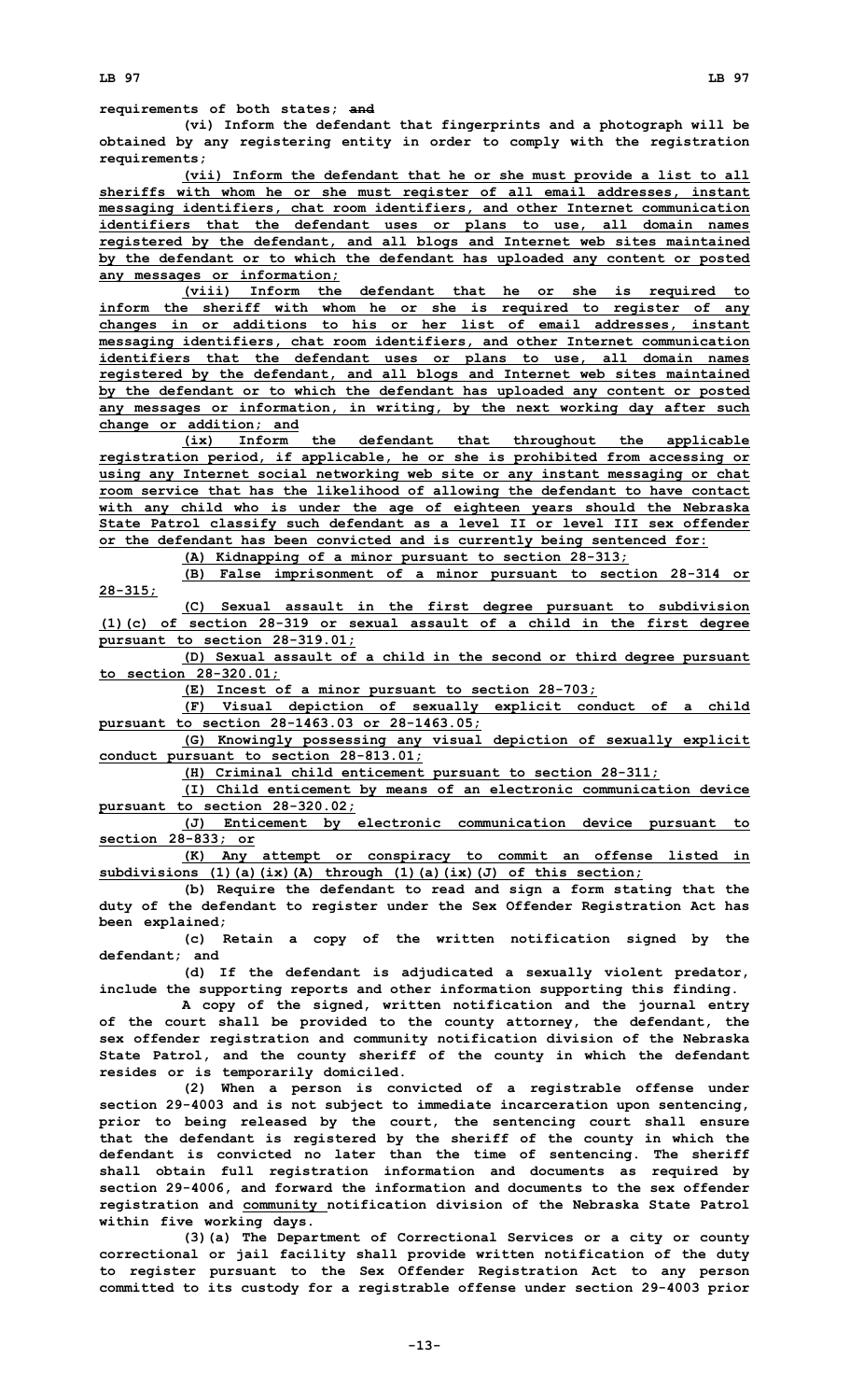requirements of both states; ~~and~~

(vi) Inform the defendant that fingerprints and a photograph will be obtained by any registering entity in order to comply with the registration requirements;

<u>(vii) Inform the defendant that he or she must provide a list to all sheriffs with whom he or she must register of all email addresses, instant messaging identifiers, chat room identifiers, and other Internet communication identifiers that the defendant uses or plans to use, all domain names registered by the defendant, and all blogs and Internet web sites maintained by the defendant or to which the defendant has uploaded any content or posted any messages or information;</u>

<u>(viii) Inform the defendant that he or she is required to inform the sheriff with whom he or she is required to register of any changes in or additions to his or her list of email addresses, instant messaging identifiers, chat room identifiers, and other Internet communication identifiers that the defendant uses or plans to use, all domain names registered by the defendant, and all blogs and Internet web sites maintained by the defendant or to which the defendant has uploaded any content or posted any messages or information, in writing, by the next working day after such change or addition; and</u>

<u>(ix) Inform the defendant that throughout the applicable registration period, if applicable, he or she is prohibited from accessing or using any Internet social networking web site or any instant messaging or chat room service that has the likelihood of allowing the defendant to have contact with any child who is under the age of eighteen years should the Nebraska State Patrol classify such defendant as a level II or level III sex offender or the defendant has been convicted and is currently being sentenced for:</u>

<u>(A) Kidnapping of a minor pursuant to section 28-313;</u>

<u>(B) False imprisonment of a minor pursuant to section 28-314 or 28-315;</u>

<u>(C) Sexual assault in the first degree pursuant to subdivision (1)(c) of section 28-319 or sexual assault of a child in the first degree pursuant to section 28-319.01;</u>

<u>(D) Sexual assault of a child in the second or third degree pursuant to section 28-320.01;</u>

<u>(E) Incest of a minor pursuant to section 28-703;</u>

<u>(F) Visual depiction of sexually explicit conduct of a child pursuant to section 28-1463.03 or 28-1463.05;</u>

<u>(G) Knowingly possessing any visual depiction of sexually explicit conduct pursuant to section 28-813.01;</u>

<u>(H) Criminal child enticement pursuant to section 28-311;</u>

<u>(I) Child enticement by means of an electronic communication device pursuant to section 28-320.02;</u>

<u>(J) Enticement by electronic communication device pursuant to section 28-833; or</u>

<u>(K) Any attempt or conspiracy to commit an offense listed in subdivisions (1)(a)(ix)(A) through (1)(a)(ix)(J) of this section;</u>

(b) Require the defendant to read and sign a form stating that the duty of the defendant to register under the Sex Offender Registration Act has been explained;

(c) Retain a copy of the written notification signed by the defendant; and

(d) If the defendant is adjudicated a sexually violent predator, include the supporting reports and other information supporting this finding.

A copy of the signed, written notification and the journal entry of the court shall be provided to the county attorney, the defendant, the sex offender registration and community notification division of the Nebraska State Patrol, and the county sheriff of the county in which the defendant resides or is temporarily domiciled.

(2) When a person is convicted of a registrable offense under section 29-4003 and is not subject to immediate incarceration upon sentencing, prior to being released by the court, the sentencing court shall ensure that the defendant is registered by the sheriff of the county in which the defendant is convicted no later than the time of sentencing. The sheriff shall obtain full registration information and documents as required by section 29-4006, and forward the information and documents to the sex offender registration and <u>community</u> notification division of the Nebraska State Patrol within five working days.

(3)(a) The Department of Correctional Services or a city or county correctional or jail facility shall provide written notification of the duty to register pursuant to the Sex Offender Registration Act to any person committed to its custody for a registrable offense under section 29-4003 prior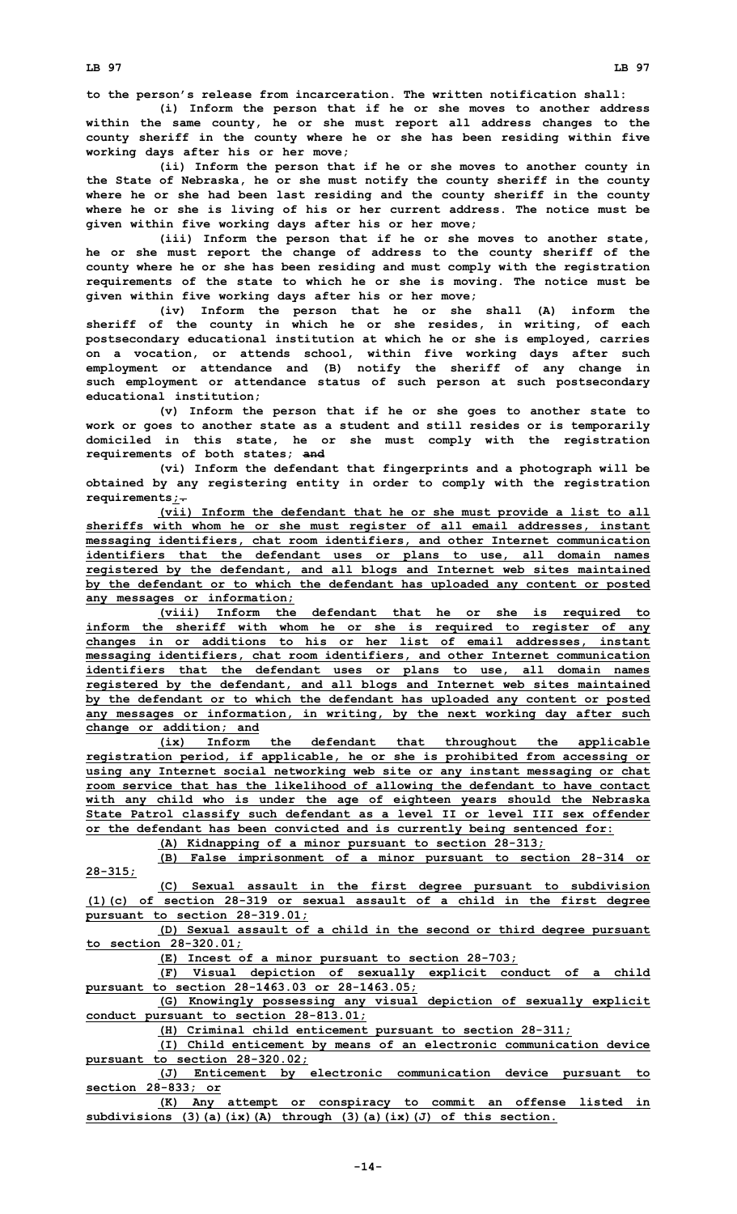to the person's release from incarceration. The written notification shall:

(i) Inform the person that if he or she moves to another address within the same county, he or she must report all address changes to the county sheriff in the county where he or she has been residing within five working days after his or her move;

(ii) Inform the person that if he or she moves to another county in the State of Nebraska, he or she must notify the county sheriff in the county where he or she had been last residing and the county sheriff in the county where he or she is living of his or her current address. The notice must be given within five working days after his or her move;

(iii) Inform the person that if he or she moves to another state, he or she must report the change of address to the county sheriff of the county where he or she has been residing and must comply with the registration requirements of the state to which he or she is moving. The notice must be given within five working days after his or her move;

(iv) Inform the person that he or she shall (A) inform the sheriff of the county in which he or she resides, in writing, of each postsecondary educational institution at which he or she is employed, carries on a vocation, or attends school, within five working days after such employment or attendance and (B) notify the sheriff of any change in such employment or attendance status of such person at such postsecondary educational institution;

(v) Inform the person that if he or she goes to another state to work or goes to another state as a student and still resides or is temporarily domiciled in this state, he or she must comply with the registration requirements of both states; ~~and~~

(vi) Inform the defendant that fingerprints and a photograph will be obtained by any registering entity in order to comply with the registration requirements<u>;</u>~~.~~

<u>(vii) Inform the defendant that he or she must provide a list to all sheriffs with whom he or she must register of all email addresses, instant messaging identifiers, chat room identifiers, and other Internet communication identifiers that the defendant uses or plans to use, all domain names registered by the defendant, and all blogs and Internet web sites maintained by the defendant or to which the defendant has uploaded any content or posted any messages or information;</u>

<u>(viii) Inform the defendant that he or she is required to inform the sheriff with whom he or she is required to register of any changes in or additions to his or her list of email addresses, instant messaging identifiers, chat room identifiers, and other Internet communication identifiers that the defendant uses or plans to use, all domain names registered by the defendant, and all blogs and Internet web sites maintained by the defendant or to which the defendant has uploaded any content or posted any messages or information, in writing, by the next working day after such change or addition; and</u>

<u>(ix) Inform the defendant that throughout the applicable registration period, if applicable, he or she is prohibited from accessing or using any Internet social networking web site or any instant messaging or chat room service that has the likelihood of allowing the defendant to have contact with any child who is under the age of eighteen years should the Nebraska State Patrol classify such defendant as a level II or level III sex offender or the defendant has been convicted and is currently being sentenced for:</u>

<u>(A) Kidnapping of a minor pursuant to section 28-313;</u>

<u>(B) False imprisonment of a minor pursuant to section 28-314 or 28-315;</u>

<u>(C) Sexual assault in the first degree pursuant to subdivision (1)(c) of section 28-319 or sexual assault of a child in the first degree pursuant to section 28-319.01;</u>

<u>(D) Sexual assault of a child in the second or third degree pursuant to section 28-320.01;</u>

<u>(E) Incest of a minor pursuant to section 28-703;</u>

<u>(F) Visual depiction of sexually explicit conduct of a child pursuant to section 28-1463.03 or 28-1463.05;</u>

<u>(G) Knowingly possessing any visual depiction of sexually explicit conduct pursuant to section 28-813.01;</u>

<u>(H) Criminal child enticement pursuant to section 28-311;</u>

<u>(I) Child enticement by means of an electronic communication device pursuant to section 28-320.02;</u>

<u>(J) Enticement by electronic communication device pursuant to section 28-833; or</u>

<u>(K) Any attempt or conspiracy to commit an offense listed in subdivisions (3)(a)(ix)(A) through (3)(a)(ix)(J) of this section.</u>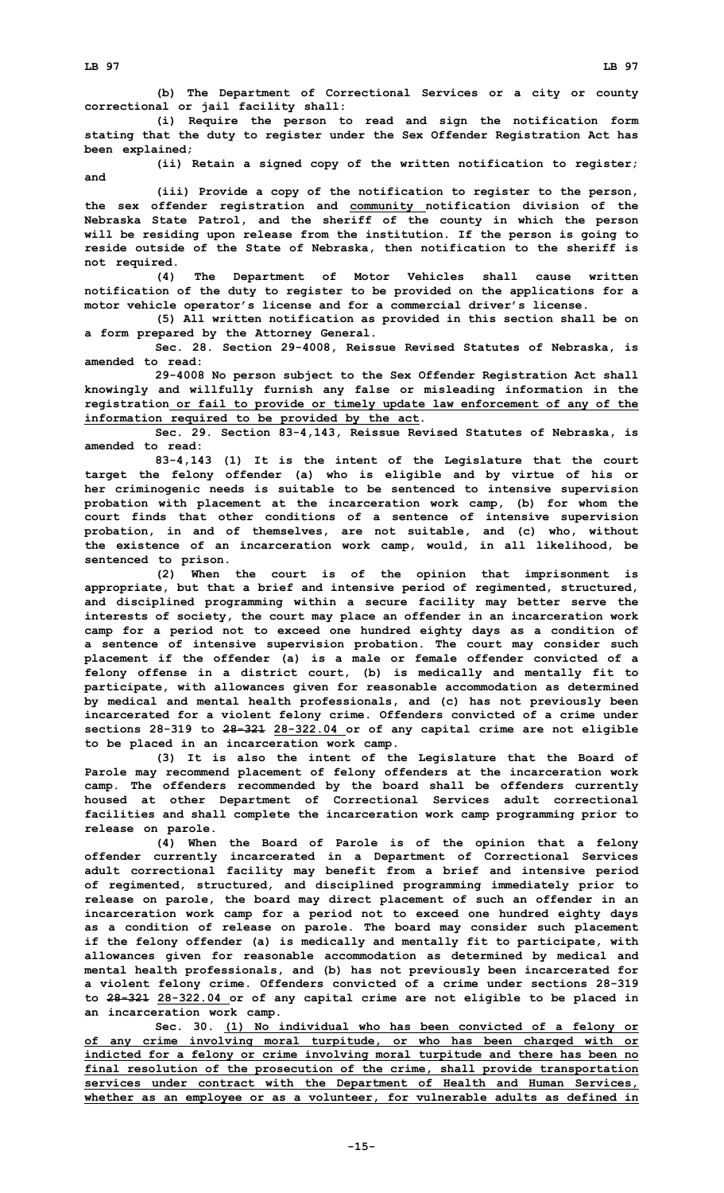**(b) The Department of Correctional Services or a city or county correctional or jail facility shall:**

**(i) Require the person to read and sign the notification form stating that the duty to register under the Sex Offender Registration Act has been explained;**

**(ii) Retain a signed copy of the written notification to register; and**

**(iii) Provide a copy of the notification to register to the person, the sex offender registration and community notification division of the Nebraska State Patrol, and the sheriff of the county in which the person will be residing upon release from the institution. If the person is going to reside outside of the State of Nebraska, then notification to the sheriff is not required.**

**(4) The Department of Motor Vehicles shall cause written notification of the duty to register to be provided on the applications for a motor vehicle operator's license and for a commercial driver's license.**

**(5) All written notification as provided in this section shall be on a form prepared by the Attorney General.**

**Sec. 28. Section 29-4008, Reissue Revised Statutes of Nebraska, is amended to read:**

**29-4008 No person subject to the Sex Offender Registration Act shall knowingly and willfully furnish any false or misleading information in the registration or fail to provide or timely update law enforcement of any of the information required to be provided by the act.**

**Sec. 29. Section 83-4,143, Reissue Revised Statutes of Nebraska, is amended to read:**

**83-4,143 (1) It is the intent of the Legislature that the court target the felony offender (a) who is eligible and by virtue of his or her criminogenic needs is suitable to be sentenced to intensive supervision probation with placement at the incarceration work camp, (b) for whom the court finds that other conditions of a sentence of intensive supervision probation, in and of themselves, are not suitable, and (c) who, without the existence of an incarceration work camp, would, in all likelihood, be sentenced to prison.**

**(2) When the court is of the opinion that imprisonment is appropriate, but that a brief and intensive period of regimented, structured, and disciplined programming within a secure facility may better serve the interests of society, the court may place an offender in an incarceration work camp for a period not to exceed one hundred eighty days as a condition of a sentence of intensive supervision probation. The court may consider such placement if the offender (a) is a male or female offender convicted of a felony offense in a district court, (b) is medically and mentally fit to participate, with allowances given for reasonable accommodation as determined by medical and mental health professionals, and (c) has not previously been incarcerated for a violent felony crime. Offenders convicted of a crime under sections 28-319 to ~~28-321~~ 28-322.04 or of any capital crime are not eligible to be placed in an incarceration work camp.**

**(3) It is also the intent of the Legislature that the Board of Parole may recommend placement of felony offenders at the incarceration work camp. The offenders recommended by the board shall be offenders currently housed at other Department of Correctional Services adult correctional facilities and shall complete the incarceration work camp programming prior to release on parole.**

**(4) When the Board of Parole is of the opinion that a felony offender currently incarcerated in a Department of Correctional Services adult correctional facility may benefit from a brief and intensive period of regimented, structured, and disciplined programming immediately prior to release on parole, the board may direct placement of such an offender in an incarceration work camp for a period not to exceed one hundred eighty days as a condition of release on parole. The board may consider such placement if the felony offender (a) is medically and mentally fit to participate, with allowances given for reasonable accommodation as determined by medical and mental health professionals, and (b) has not previously been incarcerated for a violent felony crime. Offenders convicted of a crime under sections 28-319 to ~~28-321~~ 28-322.04 or of any capital crime are not eligible to be placed in an incarceration work camp.**

**Sec. 30. (1) No individual who has been convicted of a felony or of any crime involving moral turpitude, or who has been charged with or indicted for a felony or crime involving moral turpitude and there has been no final resolution of the prosecution of the crime, shall provide transportation services under contract with the Department of Health and Human Services, whether as an employee or as a volunteer, for vulnerable adults as defined in**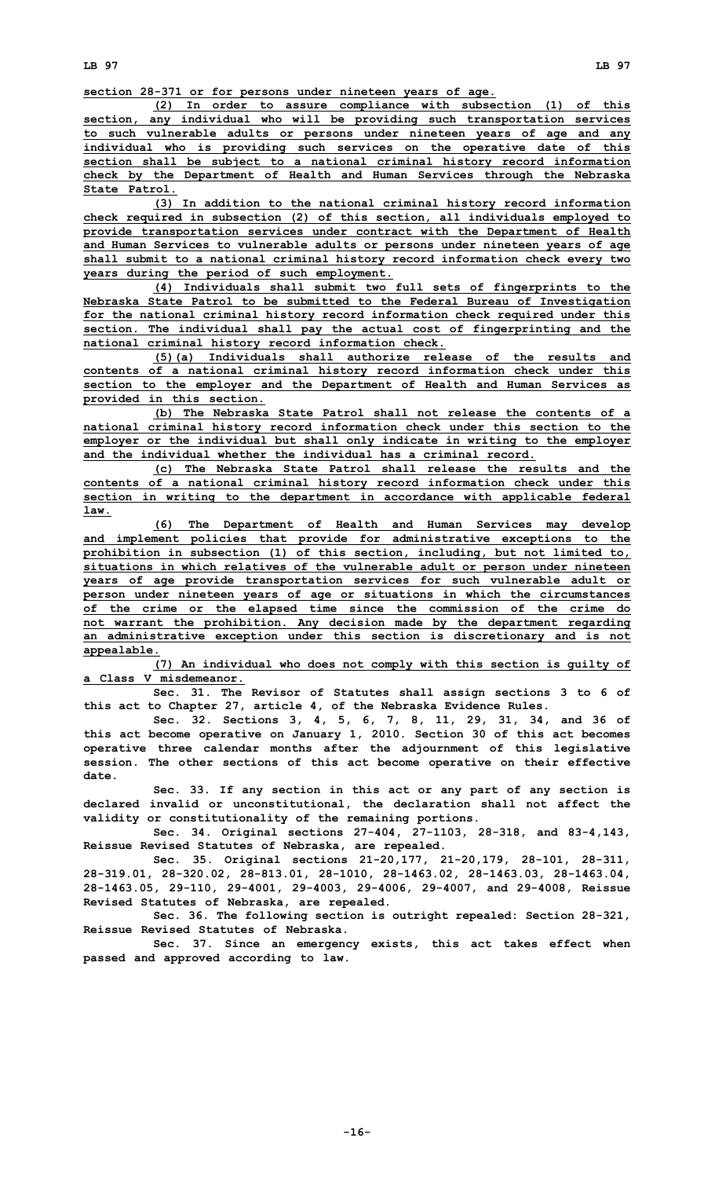section 28-371 or for persons under nineteen years of age.

(2) In order to assure compliance with subsection (1) of this section, any individual who will be providing such transportation services to such vulnerable adults or persons under nineteen years of age and any individual who is providing such services on the operative date of this section shall be subject to a national criminal history record information check by the Department of Health and Human Services through the Nebraska State Patrol.

(3) In addition to the national criminal history record information check required in subsection (2) of this section, all individuals employed to provide transportation services under contract with the Department of Health and Human Services to vulnerable adults or persons under nineteen years of age shall submit to a national criminal history record information check every two years during the period of such employment.

(4) Individuals shall submit two full sets of fingerprints to the Nebraska State Patrol to be submitted to the Federal Bureau of Investigation for the national criminal history record information check required under this section. The individual shall pay the actual cost of fingerprinting and the national criminal history record information check.

(5)(a) Individuals shall authorize release of the results and contents of a national criminal history record information check under this section to the employer and the Department of Health and Human Services as provided in this section.

(b) The Nebraska State Patrol shall not release the contents of a national criminal history record information check under this section to the employer or the individual but shall only indicate in writing to the employer and the individual whether the individual has a criminal record.

(c) The Nebraska State Patrol shall release the results and the contents of a national criminal history record information check under this section in writing to the department in accordance with applicable federal law.

(6) The Department of Health and Human Services may develop and implement policies that provide for administrative exceptions to the prohibition in subsection (1) of this section, including, but not limited to, situations in which relatives of the vulnerable adult or person under nineteen years of age provide transportation services for such vulnerable adult or person under nineteen years of age or situations in which the circumstances of the crime or the elapsed time since the commission of the crime do not warrant the prohibition. Any decision made by the department regarding an administrative exception under this section is discretionary and is not appealable.

(7) An individual who does not comply with this section is guilty of a Class V misdemeanor.

Sec. 31. The Revisor of Statutes shall assign sections 3 to 6 of this act to Chapter 27, article 4, of the Nebraska Evidence Rules.

Sec. 32. Sections 3, 4, 5, 6, 7, 8, 11, 29, 31, 34, and 36 of this act become operative on January 1, 2010. Section 30 of this act becomes operative three calendar months after the adjournment of this legislative session. The other sections of this act become operative on their effective date.

Sec. 33. If any section in this act or any part of any section is declared invalid or unconstitutional, the declaration shall not affect the validity or constitutionality of the remaining portions.

Sec. 34. Original sections 27-404, 27-1103, 28-318, and 83-4,143, Reissue Revised Statutes of Nebraska, are repealed.

Sec. 35. Original sections 21-20,177, 21-20,179, 28-101, 28-311, 28-319.01, 28-320.02, 28-813.01, 28-1010, 28-1463.02, 28-1463.03, 28-1463.04, 28-1463.05, 29-110, 29-4001, 29-4003, 29-4006, 29-4007, and 29-4008, Reissue Revised Statutes of Nebraska, are repealed.

Sec. 36. The following section is outright repealed: Section 28-321, Reissue Revised Statutes of Nebraska.

Sec. 37. Since an emergency exists, this act takes effect when passed and approved according to law.